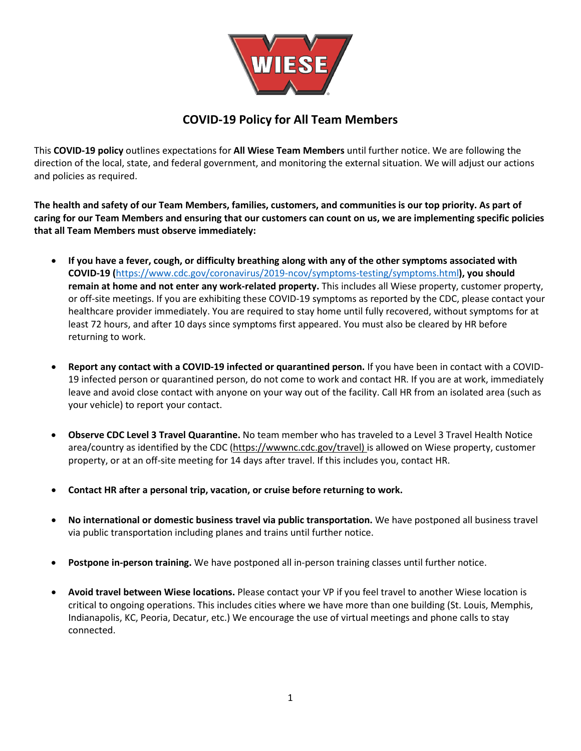# COVID-19 Policy for All Team Members

This **COVID-19 policy** outlines expectations for **All Wiese Team Members** until further notice. We are following the direction of the local, state, and federal government, and monitoring the external situation. We will adjust our actions and policies as required.

**The health and safety of our Team Members, families, customers, and communities is our top priority. As part of caring for our Team Members and ensuring that our customers can count on us, we are implementing specific policies that all Team Members must observe immediately:**

- **If you have a fever, cough, or difficulty breathing along with any of the other symptoms associated with COVID-19 (https://www.cdc.gov/coronavirus/2019-ncov/symptoms-testing/symptoms.html), you should remain at home and not enter any work-related property.** This includes all Wiese property, customer property, or off-site meetings. If you are exhibiting these COVID-19 symptoms as reported by the CDC, please contact your healthcare provider immediately. You are required to stay home until fully recovered, without symptoms for at least 72 hours, and after 10 days since symptoms first appeared. You must also be cleared by HR before returning to work.

- **Report any contact with a COVID-19 infected or quarantined person.** If you have been in contact with a COVID-19 infected person or quarantined person, do not come to work and contact HR. If you are at work, immediately leave and avoid close contact with anyone on your way out of the facility. Call HR from an isolated area (such as your vehicle) to report your contact.

- **Observe CDC Level 3 Travel Quarantine.** No team member who has traveled to a Level 3 Travel Health Notice area/country as identified by the CDC (https://wwwnc.cdc.gov/travel) is allowed on Wiese property, customer property, or at an off-site meeting for 14 days after travel. If this includes you, contact HR.

- **Contact HR after a personal trip, vacation, or cruise before returning to work.**

- **No international or domestic business travel via public transportation.** We have postponed all business travel via public transportation including planes and trains until further notice.

- **Postpone in-person training.** We have postponed all in-person training classes until further notice.

- **Avoid travel between Wiese locations.** Please contact your VP if you feel travel to another Wiese location is critical to ongoing operations. This includes cities where we have more than one building (St. Louis, Memphis, Indianapolis, KC, Peoria, Decatur, etc.) We encourage the use of virtual meetings and phone calls to stay connected.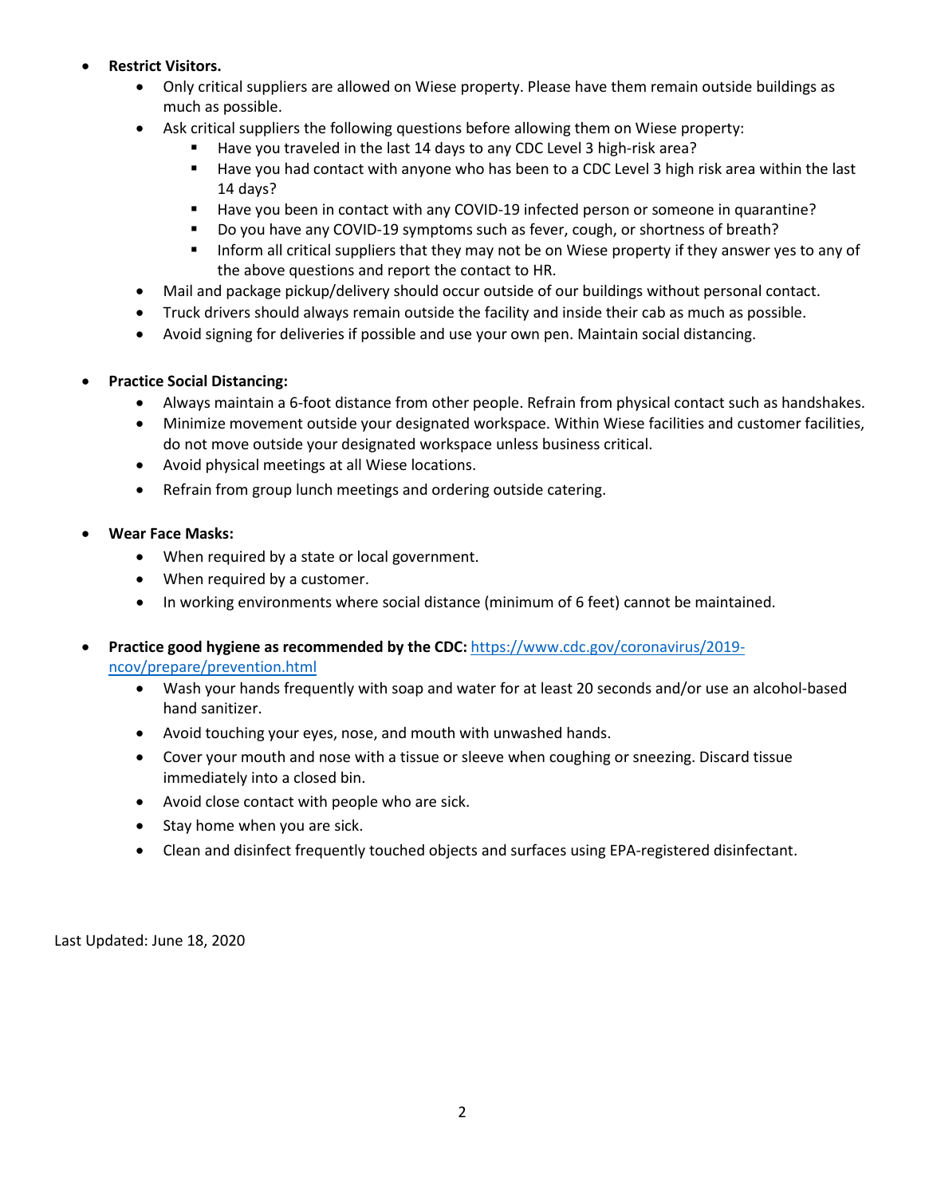- **Restrict Visitors.**
  - Only critical suppliers are allowed on Wiese property. Please have them remain outside buildings as much as possible.
  - Ask critical suppliers the following questions before allowing them on Wiese property:
    - Have you traveled in the last 14 days to any CDC Level 3 high-risk area?
    - Have you had contact with anyone who has been to a CDC Level 3 high risk area within the last 14 days?
    - Have you been in contact with any COVID-19 infected person or someone in quarantine?
    - Do you have any COVID-19 symptoms such as fever, cough, or shortness of breath?
    - Inform all critical suppliers that they may not be on Wiese property if they answer yes to any of the above questions and report the contact to HR.
  - Mail and package pickup/delivery should occur outside of our buildings without personal contact.
  - Truck drivers should always remain outside the facility and inside their cab as much as possible.
  - Avoid signing for deliveries if possible and use your own pen. Maintain social distancing.

- **Practice Social Distancing:**
  - Always maintain a 6-foot distance from other people. Refrain from physical contact such as handshakes.
  - Minimize movement outside your designated workspace. Within Wiese facilities and customer facilities, do not move outside your designated workspace unless business critical.
  - Avoid physical meetings at all Wiese locations.
  - Refrain from group lunch meetings and ordering outside catering.

- **Wear Face Masks:**
  - When required by a state or local government.
  - When required by a customer.
  - In working environments where social distance (minimum of 6 feet) cannot be maintained.

- **Practice good hygiene as recommended by the CDC:** [https://www.cdc.gov/coronavirus/2019-ncov/prepare/prevention.html](https://www.cdc.gov/coronavirus/2019-ncov/prepare/prevention.html)
  - Wash your hands frequently with soap and water for at least 20 seconds and/or use an alcohol-based hand sanitizer.
  - Avoid touching your eyes, nose, and mouth with unwashed hands.
  - Cover your mouth and nose with a tissue or sleeve when coughing or sneezing. Discard tissue immediately into a closed bin.
  - Avoid close contact with people who are sick.
  - Stay home when you are sick.
  - Clean and disinfect frequently touched objects and surfaces using EPA-registered disinfectant.

Last Updated: June 18, 2020